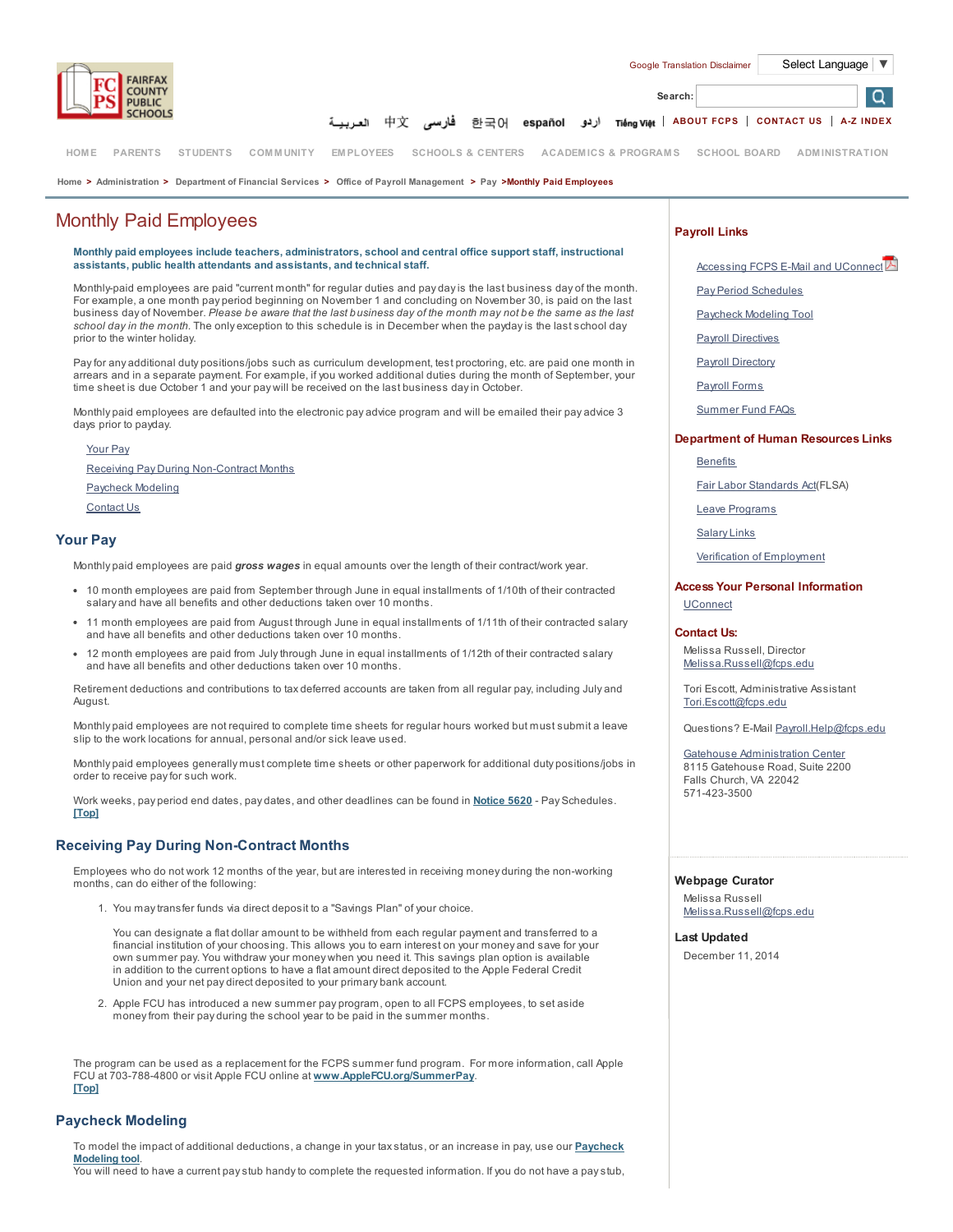Google Translation Disclaimer | Select Language

Search:

العربية 中文 فارسی 한국어 español اردو Tiếng Việt | ABOUT FCPS | CONTACT US | A-Z INDEX

HOME PARENTS STUDENTS COMMUNITY EMPLOYEES SCHOOLS & CENTERS ACADEMICS & PROGRAMS SCHOOL BOARD ADMINISTRATION

Home > Administration > Department of Financial Services > Office of Payroll Management > Pay > Monthly Paid Employees

# Monthly Paid Employees

**Monthly paid employees include teachers, administrators, school and central office support staff, instructional assistants, public health attendants and assistants, and technical staff.**

Monthly-paid employees are paid "current month" for regular duties and pay day is the last business day of the month. For example, a one month pay period beginning on November 1 and concluding on November 30, is paid on the last business day of November. *Please be aware that the last business day of the month may not be the same as the last school day in the month.* The only exception to this schedule is in December when the payday is the last school day prior to the winter holiday.

Pay for any additional duty positions/jobs such as curriculum development, test proctoring, etc. are paid one month in arrears and in a separate payment. For example, if you worked additional duties during the month of September, your time sheet is due October 1 and your pay will be received on the last business day in October.

Monthly paid employees are defaulted into the electronic pay advice program and will be emailed their pay advice 3 days prior to payday.

- Your Pay
- Receiving Pay During Non-Contract Months
- Paycheck Modeling
- Contact Us

## Your Pay

Monthly paid employees are paid ***gross wages*** in equal amounts over the length of their contract/work year.

- 10 month employees are paid from September through June in equal installments of 1/10th of their contracted salary and have all benefits and other deductions taken over 10 months.
- 11 month employees are paid from August through June in equal installments of 1/11th of their contracted salary and have all benefits and other deductions taken over 10 months.
- 12 month employees are paid from July through June in equal installments of 1/12th of their contracted salary and have all benefits and other deductions taken over 10 months.

Retirement deductions and contributions to tax deferred accounts are taken from all regular pay, including July and August.

Monthly paid employees are not required to complete time sheets for regular hours worked but must submit a leave slip to the work locations for annual, personal and/or sick leave used.

Monthly paid employees generally must complete time sheets or other paperwork for additional duty positions/jobs in order to receive pay for such work.

Work weeks, pay period end dates, pay dates, and other deadlines can be found in **Notice 5620** - Pay Schedules.
[Top]

## Receiving Pay During Non-Contract Months

Employees who do not work 12 months of the year, but are interested in receiving money during the non-working months, can do either of the following:

1. You may transfer funds via direct deposit to a "Savings Plan" of your choice.

   You can designate a flat dollar amount to be withheld from each regular payment and transferred to a financial institution of your choosing. This allows you to earn interest on your money and save for your own summer pay. You withdraw your money when you need it. This savings plan option is available in addition to the current options to have a flat amount direct deposited to the Apple Federal Credit Union and your net pay direct deposited to your primary bank account.

2. Apple FCU has introduced a new summer pay program, open to all FCPS employees, to set aside money from their pay during the school year to be paid in the summer months.

The program can be used as a replacement for the FCPS summer fund program. For more information, call Apple FCU at 703-788-4800 or visit Apple FCU online at **www.AppleFCU.org/SummerPay**.
[Top]

## Paycheck Modeling

To model the impact of additional deductions, a change in your tax status, or an increase in pay, use our **Paycheck Modeling tool**.
You will need to have a current pay stub handy to complete the requested information. If you do not have a pay stub,

### Payroll Links

- Accessing FCPS E-Mail and UConnect
- Pay Period Schedules
- Paycheck Modeling Tool
- Payroll Directives
- Payroll Directory
- Payroll Forms
- Summer Fund FAQs

### Department of Human Resources Links

- Benefits
- Fair Labor Standards Act(FLSA)
- Leave Programs
- Salary Links
- Verification of Employment

### Access Your Personal Information

UConnect

### Contact Us:

Melissa Russell, Director
Melissa.Russell@fcps.edu

Tori Escott, Administrative Assistant
Tori.Escott@fcps.edu

Questions? E-Mail Payroll.Help@fcps.edu

Gatehouse Administration Center
8115 Gatehouse Road, Suite 2200
Falls Church, VA 22042
571-423-3500

### Webpage Curator

Melissa Russell
Melissa.Russell@fcps.edu

### Last Updated

December 11, 2014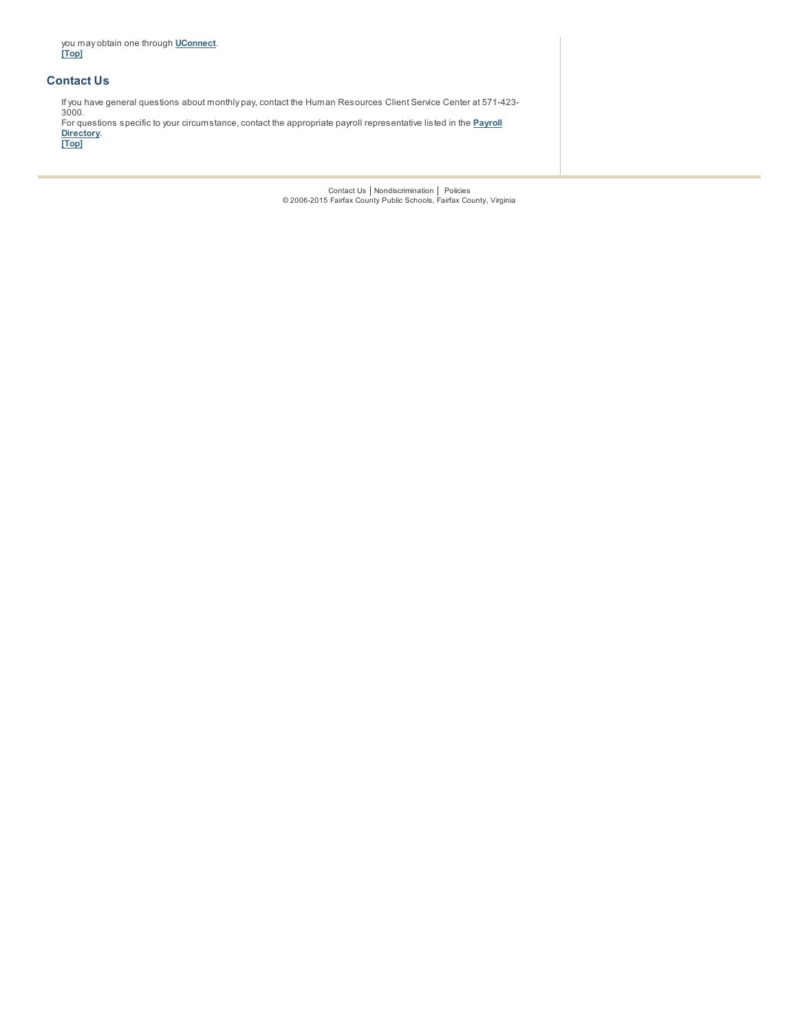you may obtain one through **UConnect**.
**[Top]**

## Contact Us

If you have general questions about monthly pay, contact the Human Resources Client Service Center at 571-423-3000.
For questions specific to your circumstance, contact the appropriate payroll representative listed in the **Payroll Directory**.
**[Top]**

Contact Us | Nondiscrimination | Policies
© 2006-2015 Fairfax County Public Schools, Fairfax County, Virginia